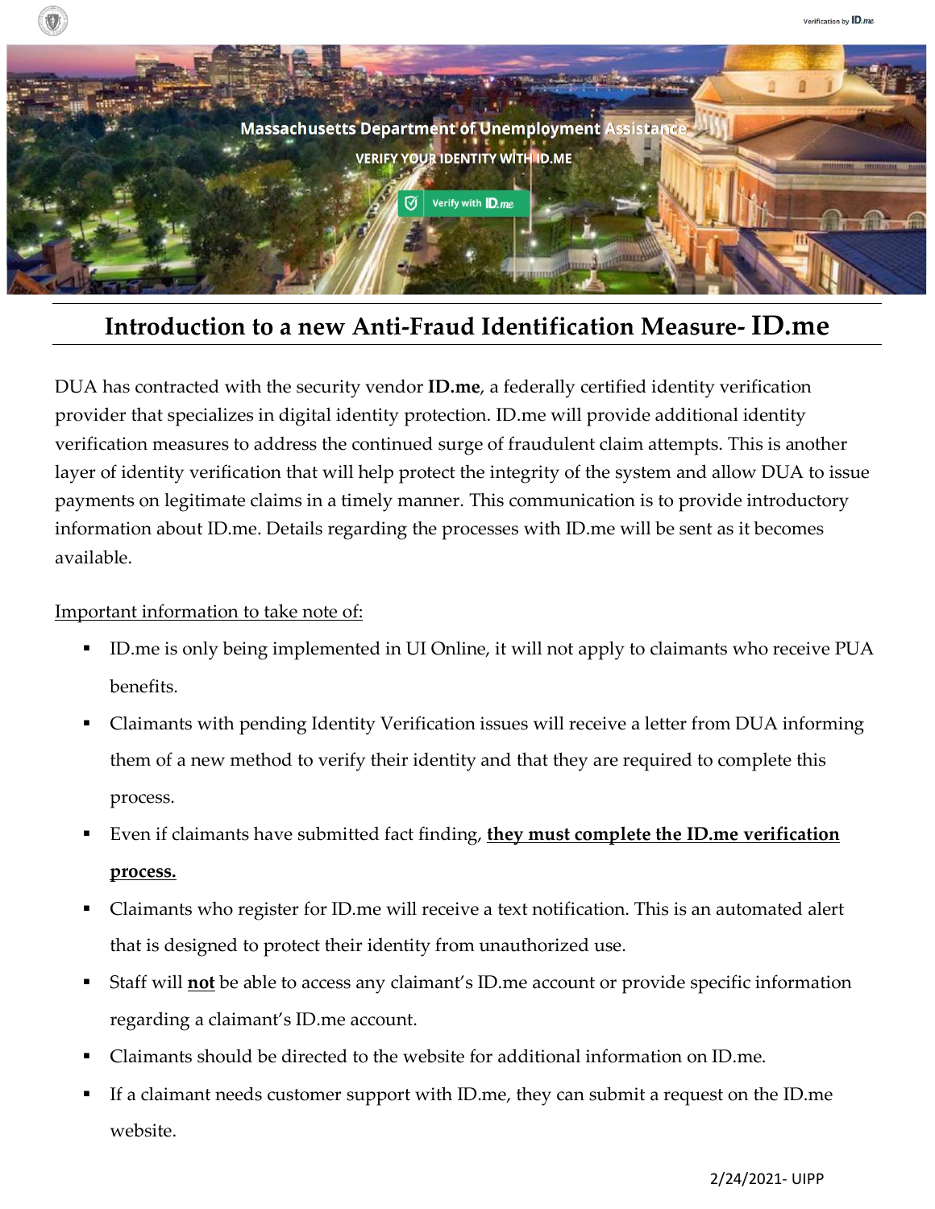Massachusetts Department of Unemployment Assistance

VERIFY YOUR IDENTITY WITH ID.ME

Verify with ID.me

# Introduction to a new Anti-Fraud Identification Measure- ID.me

DUA has contracted with the security vendor **ID.me**, a federally certified identity verification provider that specializes in digital identity protection. ID.me will provide additional identity verification measures to address the continued surge of fraudulent claim attempts. This is another layer of identity verification that will help protect the integrity of the system and allow DUA to issue payments on legitimate claims in a timely manner. This communication is to provide introductory information about ID.me. Details regarding the processes with ID.me will be sent as it becomes available.

<u>Important information to take note of:</u>

- ID.me is only being implemented in UI Online, it will not apply to claimants who receive PUA benefits.
- Claimants with pending Identity Verification issues will receive a letter from DUA informing them of a new method to verify their identity and that they are required to complete this process.
- Even if claimants have submitted fact finding, <u>**they must complete the ID.me verification process.**</u>
- Claimants who register for ID.me will receive a text notification. This is an automated alert that is designed to protect their identity from unauthorized use.
- Staff will <u>**not**</u> be able to access any claimant's ID.me account or provide specific information regarding a claimant's ID.me account.
- Claimants should be directed to the website for additional information on ID.me.
- If a claimant needs customer support with ID.me, they can submit a request on the ID.me website.

2/24/2021- UIPP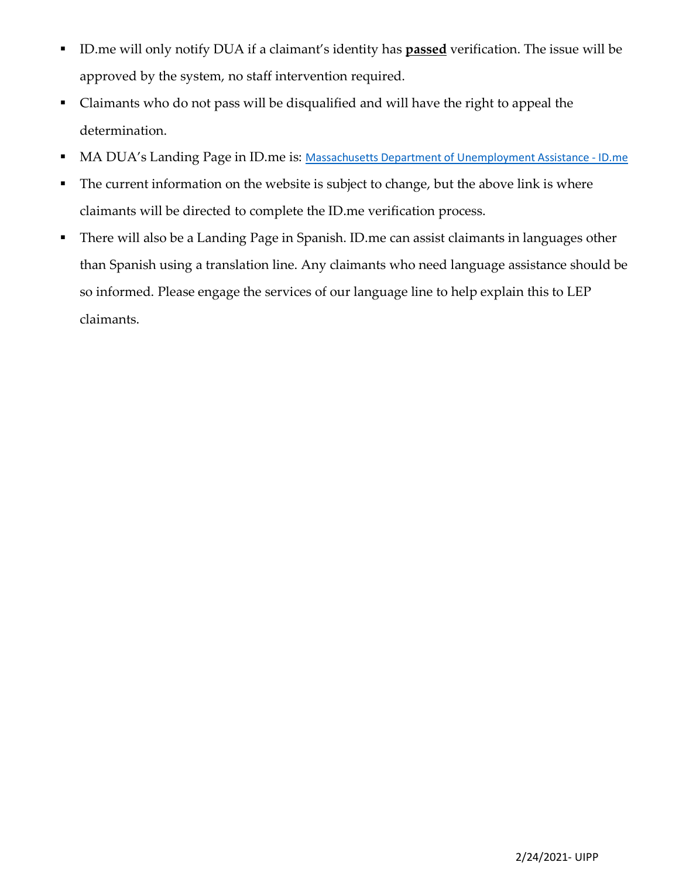- ID.me will only notify DUA if a claimant's identity has **passed** verification. The issue will be approved by the system, no staff intervention required.
- Claimants who do not pass will be disqualified and will have the right to appeal the determination.
- MA DUA's Landing Page in ID.me is: Massachusetts Department of Unemployment Assistance - ID.me
- The current information on the website is subject to change, but the above link is where claimants will be directed to complete the ID.me verification process.
- There will also be a Landing Page in Spanish. ID.me can assist claimants in languages other than Spanish using a translation line. Any claimants who need language assistance should be so informed. Please engage the services of our language line to help explain this to LEP claimants.

2/24/2021- UIPP